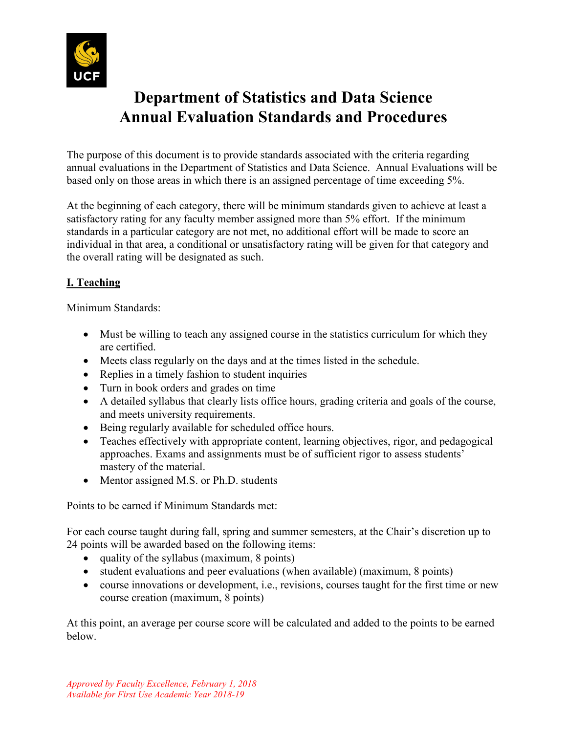# Department of Statistics and Data Science
# Annual Evaluation Standards and Procedures

The purpose of this document is to provide standards associated with the criteria regarding annual evaluations in the Department of Statistics and Data Science. Annual Evaluations will be based only on those areas in which there is an assigned percentage of time exceeding 5%.

At the beginning of each category, there will be minimum standards given to achieve at least a satisfactory rating for any faculty member assigned more than 5% effort. If the minimum standards in a particular category are not met, no additional effort will be made to score an individual in that area, a conditional or unsatisfactory rating will be given for that category and the overall rating will be designated as such.

## I. Teaching

Minimum Standards:

- Must be willing to teach any assigned course in the statistics curriculum for which they are certified.
- Meets class regularly on the days and at the times listed in the schedule.
- Replies in a timely fashion to student inquiries
- Turn in book orders and grades on time
- A detailed syllabus that clearly lists office hours, grading criteria and goals of the course, and meets university requirements.
- Being regularly available for scheduled office hours.
- Teaches effectively with appropriate content, learning objectives, rigor, and pedagogical approaches. Exams and assignments must be of sufficient rigor to assess students' mastery of the material.
- Mentor assigned M.S. or Ph.D. students

Points to be earned if Minimum Standards met:

For each course taught during fall, spring and summer semesters, at the Chair's discretion up to 24 points will be awarded based on the following items:

- quality of the syllabus (maximum, 8 points)
- student evaluations and peer evaluations (when available) (maximum, 8 points)
- course innovations or development, i.e., revisions, courses taught for the first time or new course creation (maximum, 8 points)

At this point, an average per course score will be calculated and added to the points to be earned below.

*Approved by Faculty Excellence, February 1, 2018*
*Available for First Use Academic Year 2018-19*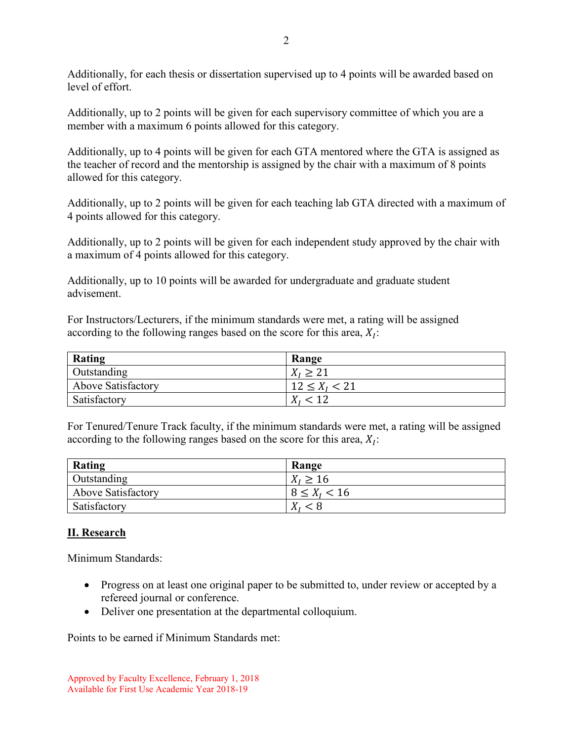Additionally, for each thesis or dissertation supervised up to 4 points will be awarded based on level of effort.

Additionally, up to 2 points will be given for each supervisory committee of which you are a member with a maximum 6 points allowed for this category.

Additionally, up to 4 points will be given for each GTA mentored where the GTA is assigned as the teacher of record and the mentorship is assigned by the chair with a maximum of 8 points allowed for this category.

Additionally, up to 2 points will be given for each teaching lab GTA directed with a maximum of 4 points allowed for this category.

Additionally, up to 2 points will be given for each independent study approved by the chair with a maximum of 4 points allowed for this category.

Additionally, up to 10 points will be awarded for undergraduate and graduate student advisement.

For Instructors/Lecturers, if the minimum standards were met, a rating will be assigned according to the following ranges based on the score for this area, $X_I$:

| Rating | Range |
|---|---|
| Outstanding | $X_I \geq 21$ |
| Above Satisfactory | $12 \leq X_I < 21$ |
| Satisfactory | $X_I < 12$ |

For Tenured/Tenure Track faculty, if the minimum standards were met, a rating will be assigned according to the following ranges based on the score for this area, $X_I$:

| Rating | Range |
|---|---|
| Outstanding | $X_I \geq 16$ |
| Above Satisfactory | $8 \leq X_I < 16$ |
| Satisfactory | $X_I < 8$ |

## II. Research

Minimum Standards:

- Progress on at least one original paper to be submitted to, under review or accepted by a refereed journal or conference.
- Deliver one presentation at the departmental colloquium.

Points to be earned if Minimum Standards met:

Approved by Faculty Excellence, February 1, 2018
Available for First Use Academic Year 2018-19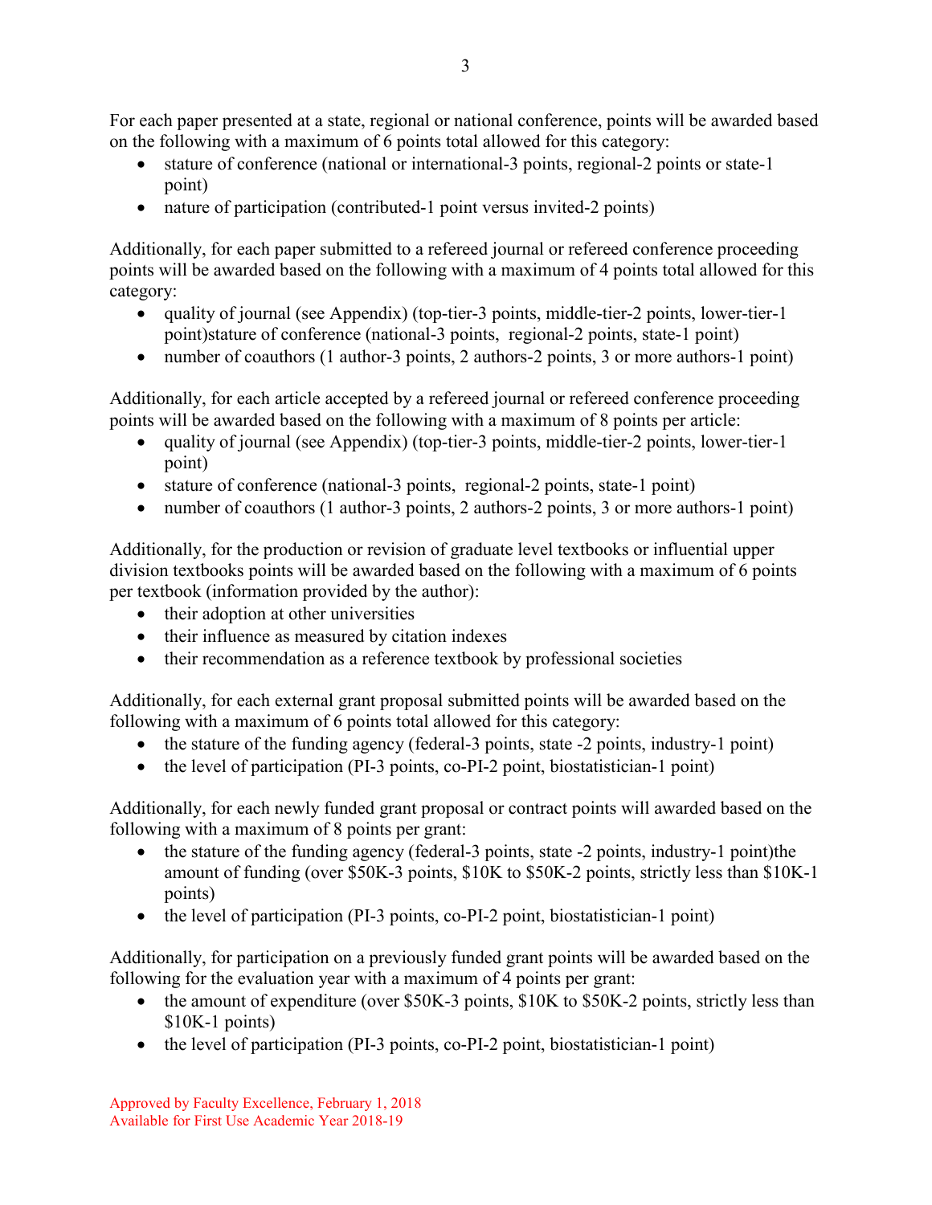For each paper presented at a state, regional or national conference, points will be awarded based on the following with a maximum of 6 points total allowed for this category:

- stature of conference (national or international-3 points, regional-2 points or state-1 point)
- nature of participation (contributed-1 point versus invited-2 points)

Additionally, for each paper submitted to a refereed journal or refereed conference proceeding points will be awarded based on the following with a maximum of 4 points total allowed for this category:

- quality of journal (see Appendix) (top-tier-3 points, middle-tier-2 points, lower-tier-1 point)stature of conference (national-3 points, regional-2 points, state-1 point)
- number of coauthors (1 author-3 points, 2 authors-2 points, 3 or more authors-1 point)

Additionally, for each article accepted by a refereed journal or refereed conference proceeding points will be awarded based on the following with a maximum of 8 points per article:

- quality of journal (see Appendix) (top-tier-3 points, middle-tier-2 points, lower-tier-1 point)
- stature of conference (national-3 points, regional-2 points, state-1 point)
- number of coauthors (1 author-3 points, 2 authors-2 points, 3 or more authors-1 point)

Additionally, for the production or revision of graduate level textbooks or influential upper division textbooks points will be awarded based on the following with a maximum of 6 points per textbook (information provided by the author):

- their adoption at other universities
- their influence as measured by citation indexes
- their recommendation as a reference textbook by professional societies

Additionally, for each external grant proposal submitted points will be awarded based on the following with a maximum of 6 points total allowed for this category:

- the stature of the funding agency (federal-3 points, state -2 points, industry-1 point)
- the level of participation (PI-3 points, co-PI-2 point, biostatistician-1 point)

Additionally, for each newly funded grant proposal or contract points will awarded based on the following with a maximum of 8 points per grant:

- the stature of the funding agency (federal-3 points, state -2 points, industry-1 point)the amount of funding (over $50K-3 points, $10K to $50K-2 points, strictly less than $10K-1 points)
- the level of participation (PI-3 points, co-PI-2 point, biostatistician-1 point)

Additionally, for participation on a previously funded grant points will be awarded based on the following for the evaluation year with a maximum of 4 points per grant:

- the amount of expenditure (over $50K-3 points, $10K to $50K-2 points, strictly less than $10K-1 points)
- the level of participation (PI-3 points, co-PI-2 point, biostatistician-1 point)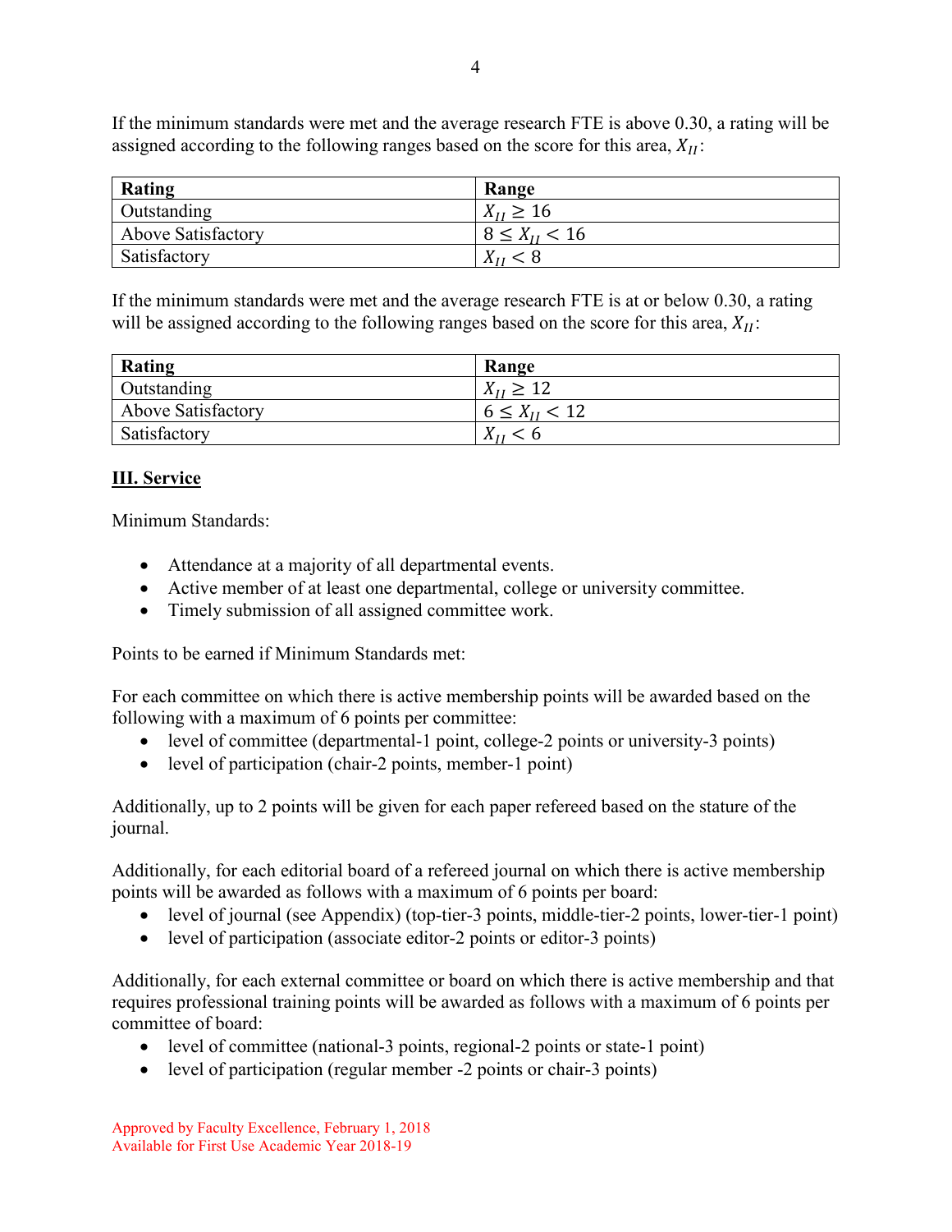If the minimum standards were met and the average research FTE is above 0.30, a rating will be assigned according to the following ranges based on the score for this area, $X_{II}$:

| **Rating** | **Range** |
| --- | --- |
| Outstanding | $X_{II} \geq 16$ |
| Above Satisfactory | $8 \leq X_{II} < 16$ |
| Satisfactory | $X_{II} < 8$ |

If the minimum standards were met and the average research FTE is at or below 0.30, a rating will be assigned according to the following ranges based on the score for this area, $X_{II}$:

| **Rating** | **Range** |
| --- | --- |
| Outstanding | $X_{II} \geq 12$ |
| Above Satisfactory | $6 \leq X_{II} < 12$ |
| Satisfactory | $X_{II} < 6$ |

## III. Service

Minimum Standards:

- Attendance at a majority of all departmental events.
- Active member of at least one departmental, college or university committee.
- Timely submission of all assigned committee work.

Points to be earned if Minimum Standards met:

For each committee on which there is active membership points will be awarded based on the following with a maximum of 6 points per committee:

- level of committee (departmental-1 point, college-2 points or university-3 points)
- level of participation (chair-2 points, member-1 point)

Additionally, up to 2 points will be given for each paper refereed based on the stature of the journal.

Additionally, for each editorial board of a refereed journal on which there is active membership points will be awarded as follows with a maximum of 6 points per board:

- level of journal (see Appendix) (top-tier-3 points, middle-tier-2 points, lower-tier-1 point)
- level of participation (associate editor-2 points or editor-3 points)

Additionally, for each external committee or board on which there is active membership and that requires professional training points will be awarded as follows with a maximum of 6 points per committee of board:

- level of committee (national-3 points, regional-2 points or state-1 point)
- level of participation (regular member -2 points or chair-3 points)

Approved by Faculty Excellence, February 1, 2018
Available for First Use Academic Year 2018-19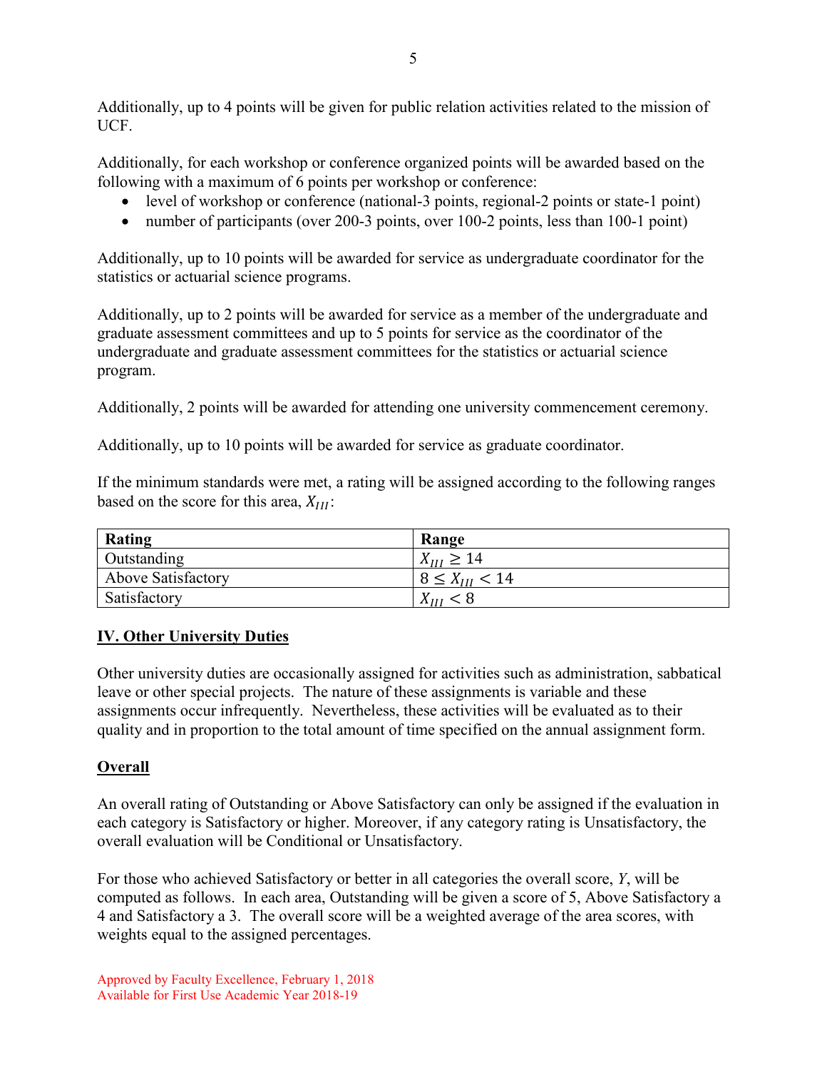Additionally, up to 4 points will be given for public relation activities related to the mission of UCF.

Additionally, for each workshop or conference organized points will be awarded based on the following with a maximum of 6 points per workshop or conference:

- level of workshop or conference (national-3 points, regional-2 points or state-1 point)
- number of participants (over 200-3 points, over 100-2 points, less than 100-1 point)

Additionally, up to 10 points will be awarded for service as undergraduate coordinator for the statistics or actuarial science programs.

Additionally, up to 2 points will be awarded for service as a member of the undergraduate and graduate assessment committees and up to 5 points for service as the coordinator of the undergraduate and graduate assessment committees for the statistics or actuarial science program.

Additionally, 2 points will be awarded for attending one university commencement ceremony.

Additionally, up to 10 points will be awarded for service as graduate coordinator.

If the minimum standards were met, a rating will be assigned according to the following ranges based on the score for this area, $X_{III}$:

| Rating | Range |
|---|---|
| Outstanding | $X_{III} \geq 14$ |
| Above Satisfactory | $8 \leq X_{III} < 14$ |
| Satisfactory | $X_{III} < 8$ |

## IV. Other University Duties

Other university duties are occasionally assigned for activities such as administration, sabbatical leave or other special projects. The nature of these assignments is variable and these assignments occur infrequently. Nevertheless, these activities will be evaluated as to their quality and in proportion to the total amount of time specified on the annual assignment form.

## Overall

An overall rating of Outstanding or Above Satisfactory can only be assigned if the evaluation in each category is Satisfactory or higher. Moreover, if any category rating is Unsatisfactory, the overall evaluation will be Conditional or Unsatisfactory.

For those who achieved Satisfactory or better in all categories the overall score, $Y$, will be computed as follows. In each area, Outstanding will be given a score of 5, Above Satisfactory a 4 and Satisfactory a 3. The overall score will be a weighted average of the area scores, with weights equal to the assigned percentages.

Approved by Faculty Excellence, February 1, 2018
Available for First Use Academic Year 2018-19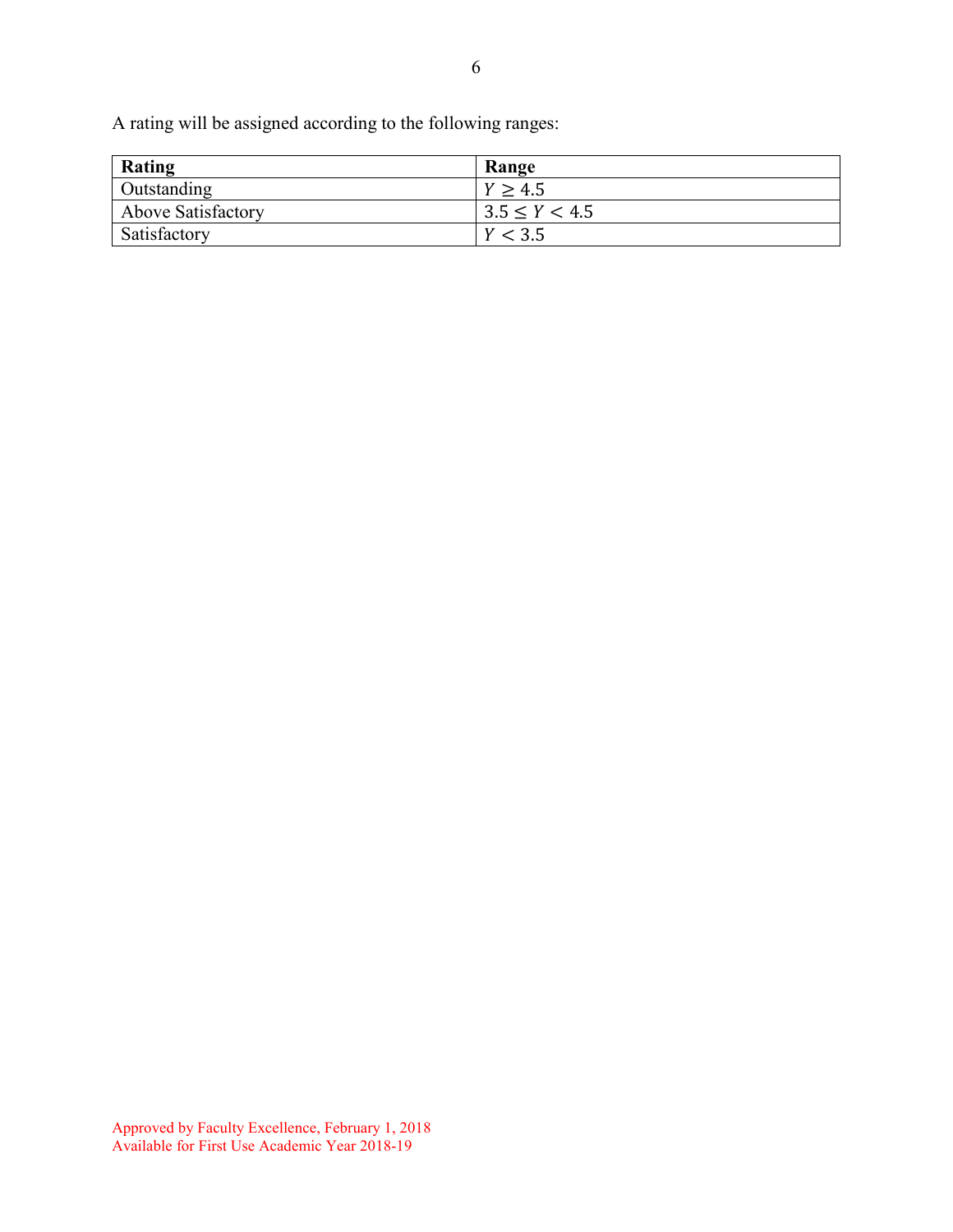A rating will be assigned according to the following ranges:

| Rating | Range |
|---|---|
| Outstanding | $Y \geq 4.5$ |
| Above Satisfactory | $3.5 \leq Y < 4.5$ |
| Satisfactory | $Y < 3.5$ |

Approved by Faculty Excellence, February 1, 2018
Available for First Use Academic Year 2018-19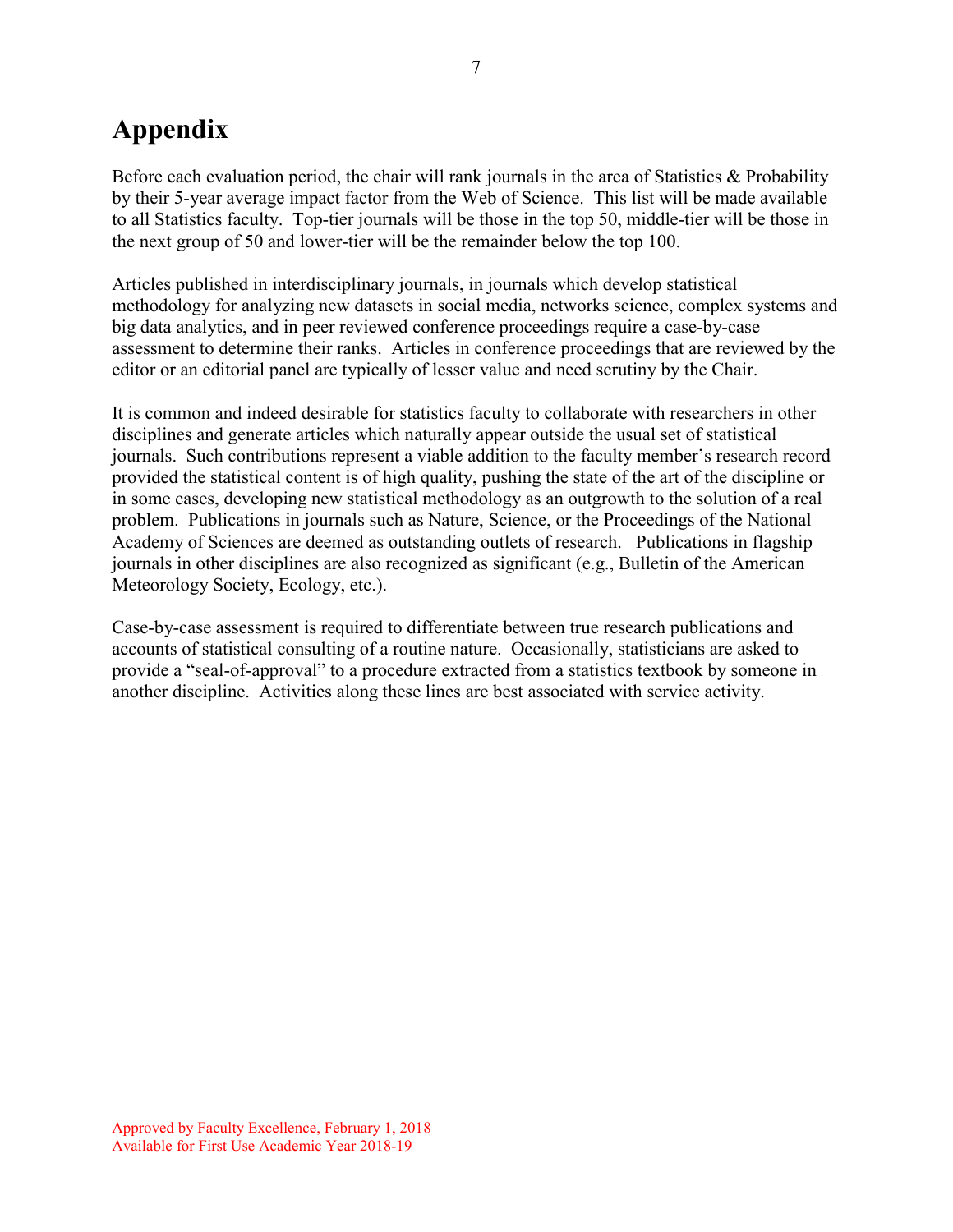# Appendix

Before each evaluation period, the chair will rank journals in the area of Statistics & Probability by their 5-year average impact factor from the Web of Science. This list will be made available to all Statistics faculty. Top-tier journals will be those in the top 50, middle-tier will be those in the next group of 50 and lower-tier will be the remainder below the top 100.

Articles published in interdisciplinary journals, in journals which develop statistical methodology for analyzing new datasets in social media, networks science, complex systems and big data analytics, and in peer reviewed conference proceedings require a case-by-case assessment to determine their ranks. Articles in conference proceedings that are reviewed by the editor or an editorial panel are typically of lesser value and need scrutiny by the Chair.

It is common and indeed desirable for statistics faculty to collaborate with researchers in other disciplines and generate articles which naturally appear outside the usual set of statistical journals. Such contributions represent a viable addition to the faculty member's research record provided the statistical content is of high quality, pushing the state of the art of the discipline or in some cases, developing new statistical methodology as an outgrowth to the solution of a real problem. Publications in journals such as Nature, Science, or the Proceedings of the National Academy of Sciences are deemed as outstanding outlets of research. Publications in flagship journals in other disciplines are also recognized as significant (e.g., Bulletin of the American Meteorology Society, Ecology, etc.).

Case-by-case assessment is required to differentiate between true research publications and accounts of statistical consulting of a routine nature. Occasionally, statisticians are asked to provide a "seal-of-approval" to a procedure extracted from a statistics textbook by someone in another discipline. Activities along these lines are best associated with service activity.

Approved by Faculty Excellence, February 1, 2018
Available for First Use Academic Year 2018-19